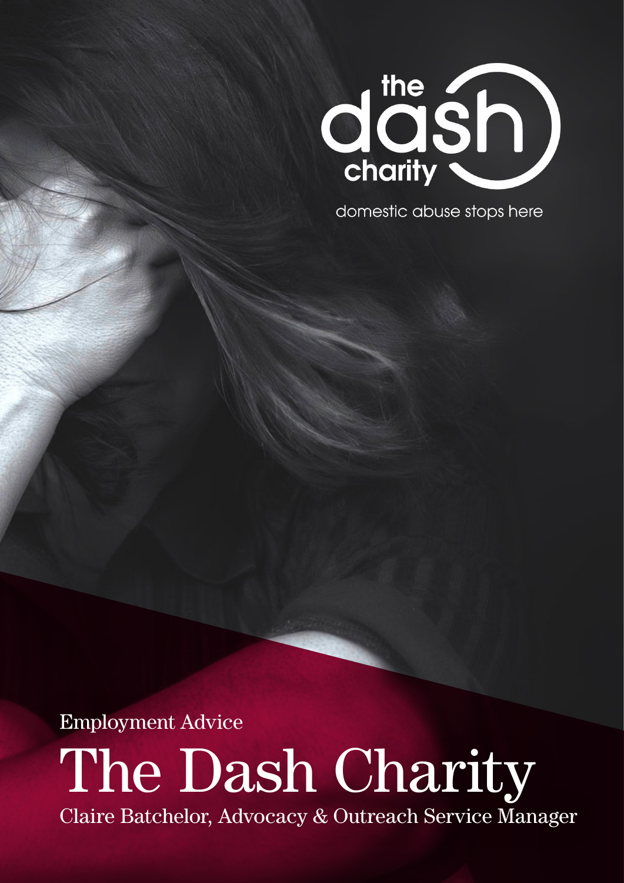the dash charity

domestic abuse stops here

Employment Advice

# The Dash Charity

Claire Batchelor, Advocacy & Outreach Service Manager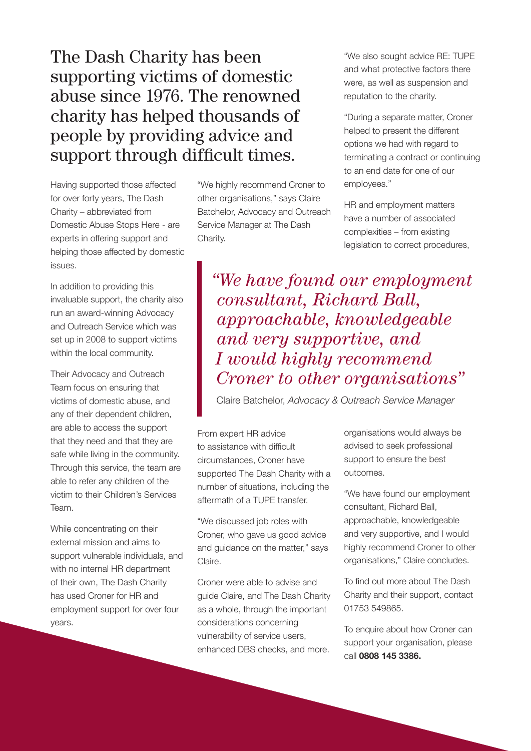# The Dash Charity has been supporting victims of domestic abuse since 1976. The renowned charity has helped thousands of people by providing advice and support through difficult times.

Having supported those affected for over forty years, The Dash Charity – abbreviated from Domestic Abuse Stops Here - are experts in offering support and helping those affected by domestic issues.

In addition to providing this invaluable support, the charity also run an award-winning Advocacy and Outreach Service which was set up in 2008 to support victims within the local community.

Their Advocacy and Outreach Team focus on ensuring that victims of domestic abuse, and any of their dependent children, are able to access the support that they need and that they are safe while living in the community. Through this service, the team are able to refer any children of the victim to their Children's Services Team.

While concentrating on their external mission and aims to support vulnerable individuals, and with no internal HR department of their own, The Dash Charity has used Croner for HR and employment support for over four years.

"We highly recommend Croner to other organisations," says Claire Batchelor, Advocacy and Outreach Service Manager at The Dash Charity.

"We also sought advice RE: TUPE and what protective factors there were, as well as suspension and reputation to the charity.

"During a separate matter, Croner helped to present the different options we had with regard to terminating a contract or continuing to an end date for one of our employees."

HR and employment matters have a number of associated complexities – from existing legislation to correct procedures, organisations would always be advised to seek professional support to ensure the best outcomes.

> *"We have found our employment consultant, Richard Ball, approachable, knowledgeable and very supportive, and I would highly recommend Croner to other organisations"*
>
> Claire Batchelor, *Advocacy & Outreach Service Manager*

From expert HR advice to assistance with difficult circumstances, Croner have supported The Dash Charity with a number of situations, including the aftermath of a TUPE transfer.

"We discussed job roles with Croner, who gave us good advice and guidance on the matter," says Claire.

Croner were able to advise and guide Claire, and The Dash Charity as a whole, through the important considerations concerning vulnerability of service users, enhanced DBS checks, and more.

"We have found our employment consultant, Richard Ball, approachable, knowledgeable and very supportive, and I would highly recommend Croner to other organisations," Claire concludes.

To find out more about The Dash Charity and their support, contact 01753 549865.

To enquire about how Croner can support your organisation, please call **0808 145 3386.**